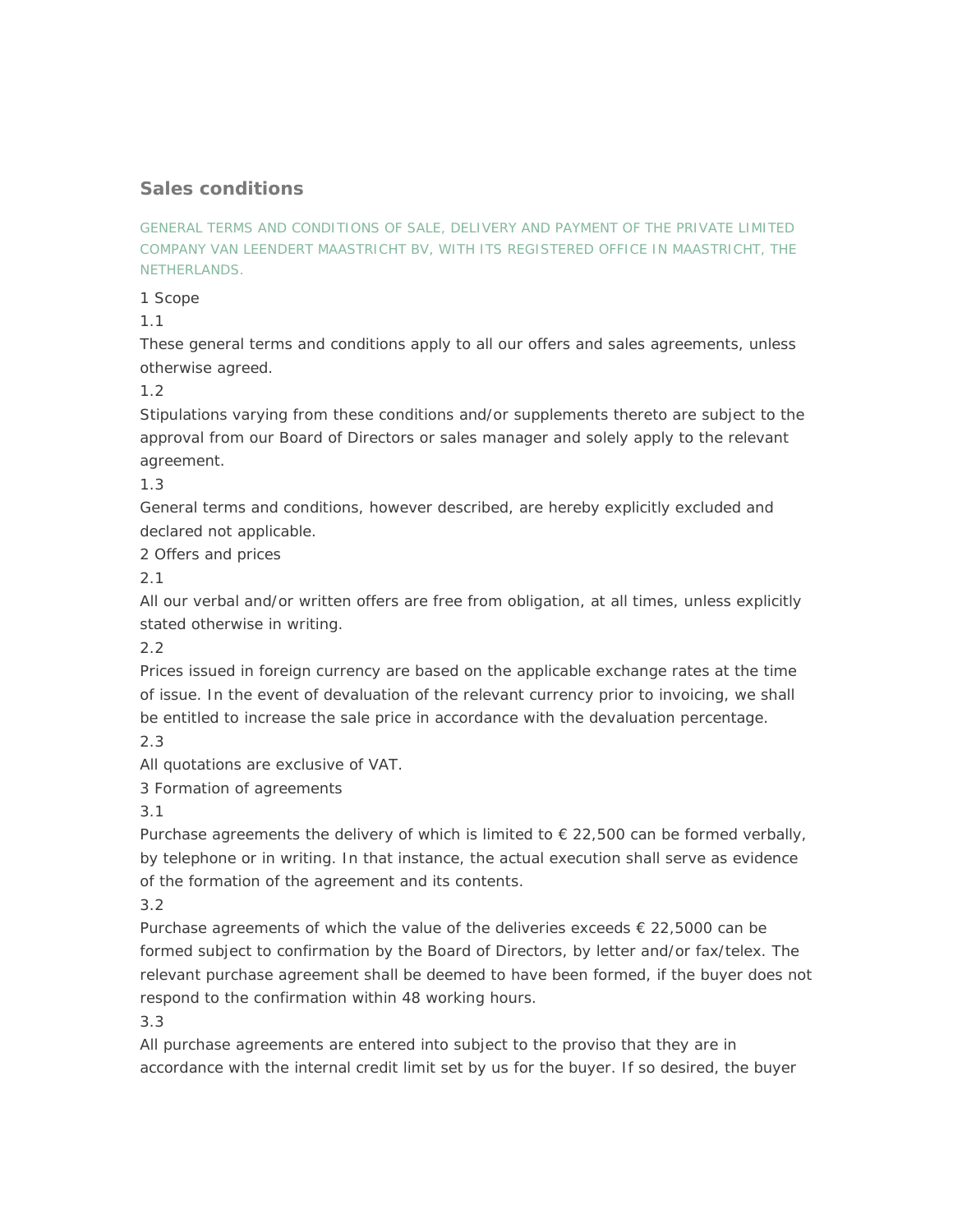# Sales conditions

GENERAL TERMS AND CONDITIONS OF SALE, DELIVERY AND PAYMENT OF THE PRIVATE LIMITED COMPANY VAN LEENDERT MAASTRICHT BV, WITH ITS REGISTERED OFFICE IN MAASTRICHT, THE NETHERLANDS.

1 Scope

1.1

These general terms and conditions apply to all our offers and sales agreements, unless otherwise agreed.

1.2

Stipulations varying from these conditions and/or supplements thereto are subject to the approval from our Board of Directors or sales manager and solely apply to the relevant agreement.

1.3

General terms and conditions, however described, are hereby explicitly excluded and declared not applicable.

2 Offers and prices

2.1

All our verbal and/or written offers are free from obligation, at all times, unless explicitly stated otherwise in writing.

2.2

Prices issued in foreign currency are based on the applicable exchange rates at the time of issue. In the event of devaluation of the relevant currency prior to invoicing, we shall be entitled to increase the sale price in accordance with the devaluation percentage.

2.3

All quotations are exclusive of VAT.

3 Formation of agreements

3.1

Purchase agreements the delivery of which is limited to € 22,500 can be formed verbally, by telephone or in writing. In that instance, the actual execution shall serve as evidence of the formation of the agreement and its contents.

3.2

Purchase agreements of which the value of the deliveries exceeds € 22,5000 can be formed subject to confirmation by the Board of Directors, by letter and/or fax/telex. The relevant purchase agreement shall be deemed to have been formed, if the buyer does not respond to the confirmation within 48 working hours.

3.3

All purchase agreements are entered into subject to the proviso that they are in accordance with the internal credit limit set by us for the buyer. If so desired, the buyer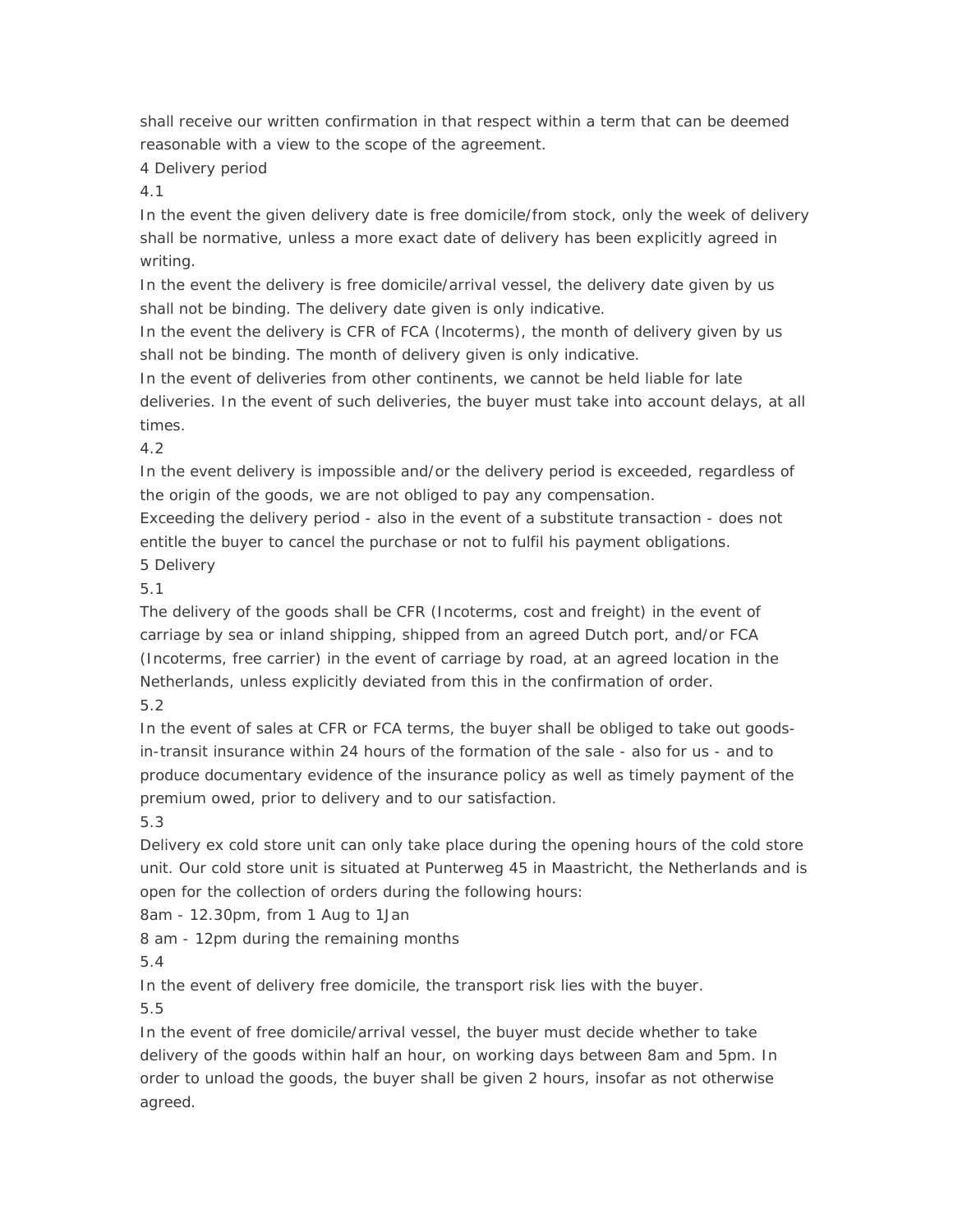shall receive our written confirmation in that respect within a term that can be deemed reasonable with a view to the scope of the agreement.

## 4 Delivery period

4.1

In the event the given delivery date is free domicile/from stock, only the week of delivery shall be normative, unless a more exact date of delivery has been explicitly agreed in writing.

In the event the delivery is free domicile/arrival vessel, the delivery date given by us shall not be binding. The delivery date given is only indicative.

In the event the delivery is CFR of FCA (lncoterms), the month of delivery given by us shall not be binding. The month of delivery given is only indicative.

In the event of deliveries from other continents, we cannot be held liable for late deliveries. In the event of such deliveries, the buyer must take into account delays, at all times.

4.2

In the event delivery is impossible and/or the delivery period is exceeded, regardless of the origin of the goods, we are not obliged to pay any compensation.

Exceeding the delivery period - also in the event of a substitute transaction - does not entitle the buyer to cancel the purchase or not to fulfil his payment obligations.

## 5 Delivery

5.1

The delivery of the goods shall be CFR (Incoterms, cost and freight) in the event of carriage by sea or inland shipping, shipped from an agreed Dutch port, and/or FCA (Incoterms, free carrier) in the event of carriage by road, at an agreed location in the Netherlands, unless explicitly deviated from this in the confirmation of order.

5.2

In the event of sales at CFR or FCA terms, the buyer shall be obliged to take out goods-in-transit insurance within 24 hours of the formation of the sale - also for us - and to produce documentary evidence of the insurance policy as well as timely payment of the premium owed, prior to delivery and to our satisfaction.

5.3

Delivery ex cold store unit can only take place during the opening hours of the cold store unit. Our cold store unit is situated at Punterweg 45 in Maastricht, the Netherlands and is open for the collection of orders during the following hours:

8am - 12.30pm, from 1 Aug to 1Jan

8 am - 12pm during the remaining months

5.4

In the event of delivery free domicile, the transport risk lies with the buyer.

5.5

In the event of free domicile/arrival vessel, the buyer must decide whether to take delivery of the goods within half an hour, on working days between 8am and 5pm. In order to unload the goods, the buyer shall be given 2 hours, insofar as not otherwise agreed.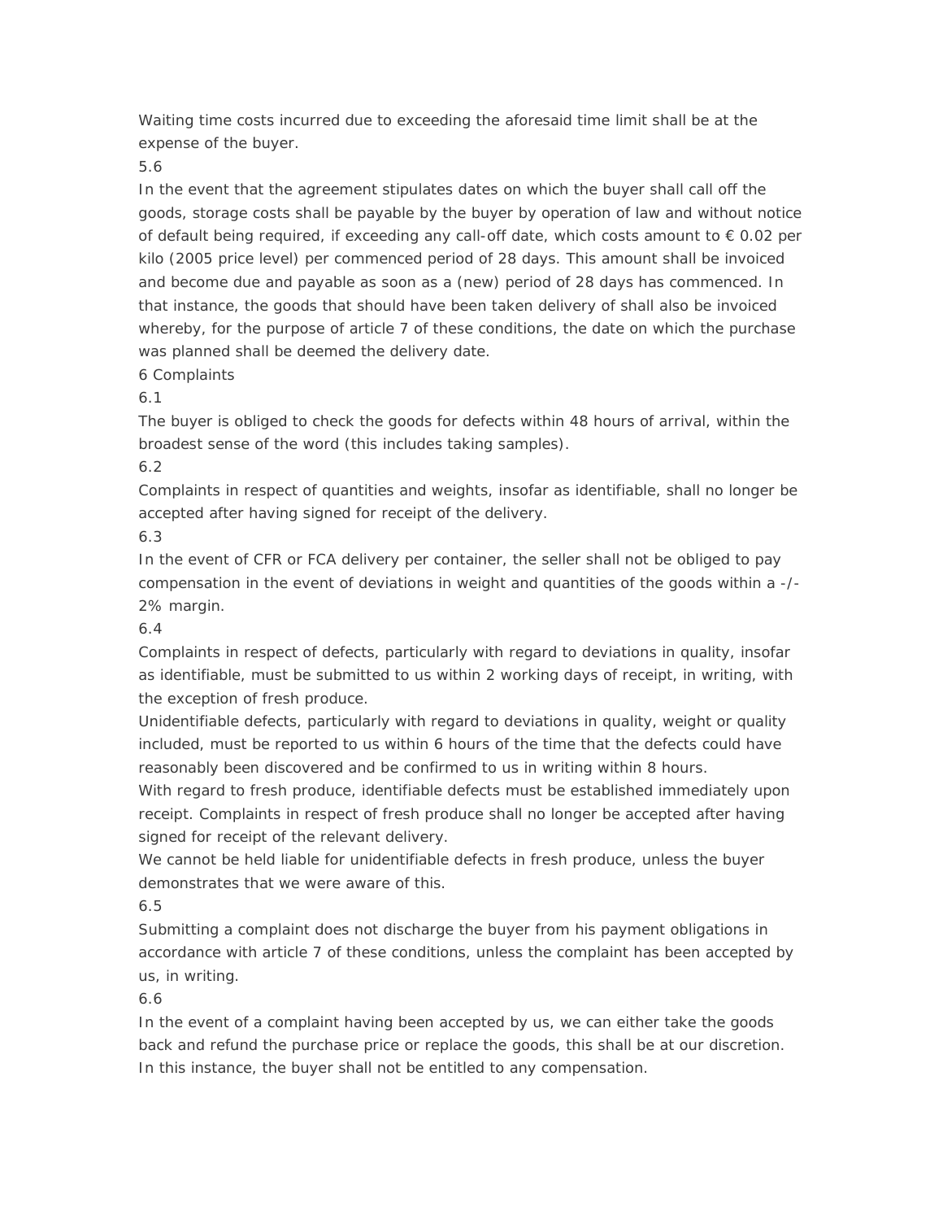Waiting time costs incurred due to exceeding the aforesaid time limit shall be at the expense of the buyer.

5.6

In the event that the agreement stipulates dates on which the buyer shall call off the goods, storage costs shall be payable by the buyer by operation of law and without notice of default being required, if exceeding any call-off date, which costs amount to € 0.02 per kilo (2005 price level) per commenced period of 28 days. This amount shall be invoiced and become due and payable as soon as a (new) period of 28 days has commenced. In that instance, the goods that should have been taken delivery of shall also be invoiced whereby, for the purpose of article 7 of these conditions, the date on which the purchase was planned shall be deemed the delivery date.

## 6 Complaints

6.1

The buyer is obliged to check the goods for defects within 48 hours of arrival, within the broadest sense of the word (this includes taking samples).

6.2

Complaints in respect of quantities and weights, insofar as identifiable, shall no longer be accepted after having signed for receipt of the delivery.

6.3

In the event of CFR or FCA delivery per container, the seller shall not be obliged to pay compensation in the event of deviations in weight and quantities of the goods within a -/- 2% margin.

6.4

Complaints in respect of defects, particularly with regard to deviations in quality, insofar as identifiable, must be submitted to us within 2 working days of receipt, in writing, with the exception of fresh produce.

Unidentifiable defects, particularly with regard to deviations in quality, weight or quality included, must be reported to us within 6 hours of the time that the defects could have reasonably been discovered and be confirmed to us in writing within 8 hours.

With regard to fresh produce, identifiable defects must be established immediately upon receipt. Complaints in respect of fresh produce shall no longer be accepted after having signed for receipt of the relevant delivery.

We cannot be held liable for unidentifiable defects in fresh produce, unless the buyer demonstrates that we were aware of this.

6.5

Submitting a complaint does not discharge the buyer from his payment obligations in accordance with article 7 of these conditions, unless the complaint has been accepted by us, in writing.

6.6

In the event of a complaint having been accepted by us, we can either take the goods back and refund the purchase price or replace the goods, this shall be at our discretion. In this instance, the buyer shall not be entitled to any compensation.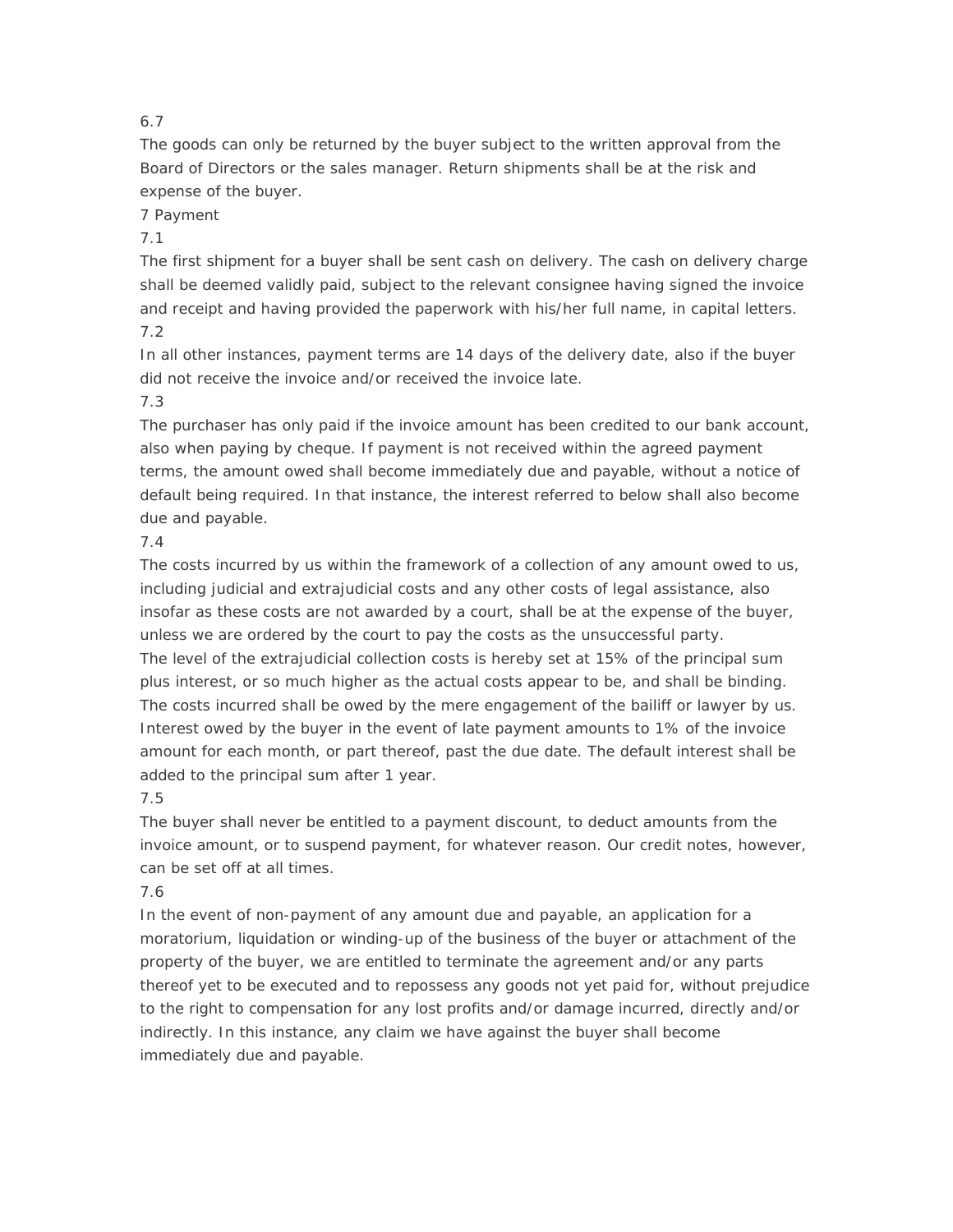6.7

The goods can only be returned by the buyer subject to the written approval from the Board of Directors or the sales manager. Return shipments shall be at the risk and expense of the buyer.

## 7 Payment

7.1

The first shipment for a buyer shall be sent cash on delivery. The cash on delivery charge shall be deemed validly paid, subject to the relevant consignee having signed the invoice and receipt and having provided the paperwork with his/her full name, in capital letters.

7.2

In all other instances, payment terms are 14 days of the delivery date, also if the buyer did not receive the invoice and/or received the invoice late.

7.3

The purchaser has only paid if the invoice amount has been credited to our bank account, also when paying by cheque. If payment is not received within the agreed payment terms, the amount owed shall become immediately due and payable, without a notice of default being required. In that instance, the interest referred to below shall also become due and payable.

7.4

The costs incurred by us within the framework of a collection of any amount owed to us, including judicial and extrajudicial costs and any other costs of legal assistance, also insofar as these costs are not awarded by a court, shall be at the expense of the buyer, unless we are ordered by the court to pay the costs as the unsuccessful party.
The level of the extrajudicial collection costs is hereby set at 15% of the principal sum plus interest, or so much higher as the actual costs appear to be, and shall be binding. The costs incurred shall be owed by the mere engagement of the bailiff or lawyer by us. Interest owed by the buyer in the event of late payment amounts to 1% of the invoice amount for each month, or part thereof, past the due date. The default interest shall be added to the principal sum after 1 year.

7.5

The buyer shall never be entitled to a payment discount, to deduct amounts from the invoice amount, or to suspend payment, for whatever reason. Our credit notes, however, can be set off at all times.

7.6

In the event of non-payment of any amount due and payable, an application for a moratorium, liquidation or winding-up of the business of the buyer or attachment of the property of the buyer, we are entitled to terminate the agreement and/or any parts thereof yet to be executed and to repossess any goods not yet paid for, without prejudice to the right to compensation for any lost profits and/or damage incurred, directly and/or indirectly. In this instance, any claim we have against the buyer shall become immediately due and payable.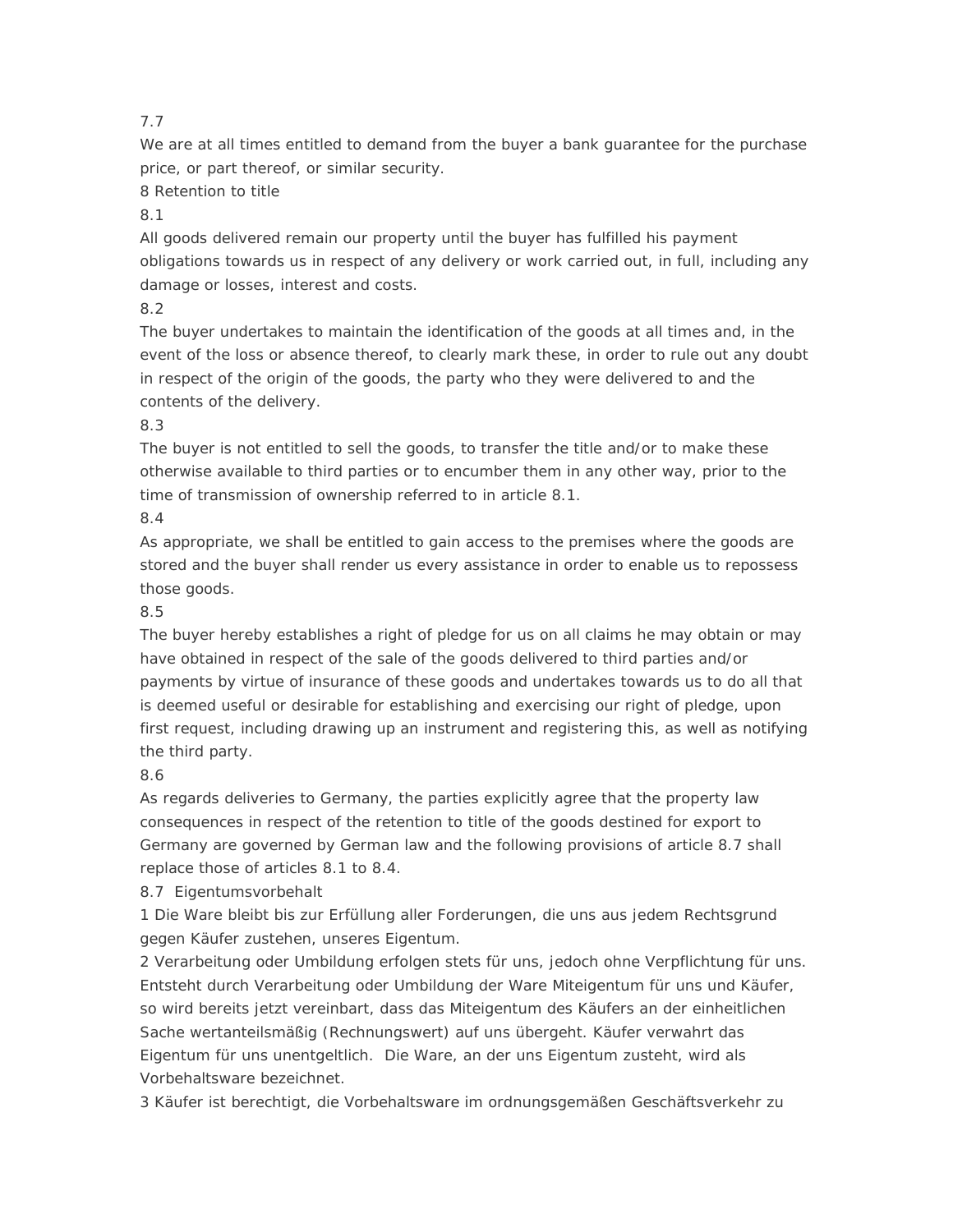7.7

We are at all times entitled to demand from the buyer a bank guarantee for the purchase price, or part thereof, or similar security.

8 Retention to title

8.1

All goods delivered remain our property until the buyer has fulfilled his payment obligations towards us in respect of any delivery or work carried out, in full, including any damage or losses, interest and costs.

8.2

The buyer undertakes to maintain the identification of the goods at all times and, in the event of the loss or absence thereof, to clearly mark these, in order to rule out any doubt in respect of the origin of the goods, the party who they were delivered to and the contents of the delivery.

8.3

The buyer is not entitled to sell the goods, to transfer the title and/or to make these otherwise available to third parties or to encumber them in any other way, prior to the time of transmission of ownership referred to in article 8.1.

8.4

As appropriate, we shall be entitled to gain access to the premises where the goods are stored and the buyer shall render us every assistance in order to enable us to repossess those goods.

8.5

The buyer hereby establishes a right of pledge for us on all claims he may obtain or may have obtained in respect of the sale of the goods delivered to third parties and/or payments by virtue of insurance of these goods and undertakes towards us to do all that is deemed useful or desirable for establishing and exercising our right of pledge, upon first request, including drawing up an instrument and registering this, as well as notifying the third party.

8.6

As regards deliveries to Germany, the parties explicitly agree that the property law consequences in respect of the retention to title of the goods destined for export to Germany are governed by German law and the following provisions of article 8.7 shall replace those of articles 8.1 to 8.4.

8.7 Eigentumsvorbehalt

1 Die Ware bleibt bis zur Erfüllung aller Forderungen, die uns aus jedem Rechtsgrund gegen Käufer zustehen, unseres Eigentum.

2 Verarbeitung oder Umbildung erfolgen stets für uns, jedoch ohne Verpflichtung für uns. Entsteht durch Verarbeitung oder Umbildung der Ware Miteigentum für uns und Käufer, so wird bereits jetzt vereinbart, dass das Miteigentum des Käufers an der einheitlichen Sache wertanteilsmäßig (Rechnungswert) auf uns übergeht. Käufer verwahrt das Eigentum für uns unentgeltlich. Die Ware, an der uns Eigentum zusteht, wird als Vorbehaltsware bezeichnet.

3 Käufer ist berechtigt, die Vorbehaltsware im ordnungsgemäßen Geschäftsverkehr zu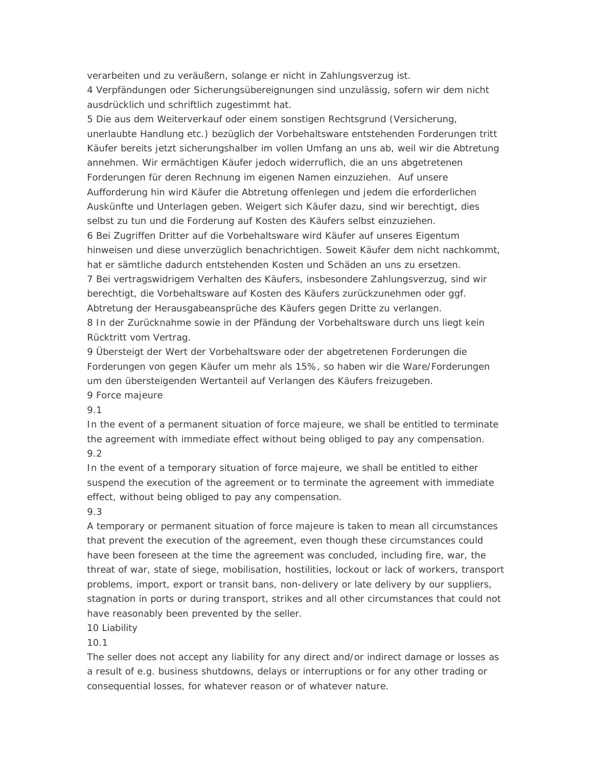verarbeiten und zu veräußern, solange er nicht in Zahlungsverzug ist.

4 Verpfändungen oder Sicherungsübereignungen sind unzulässig, sofern wir dem nicht ausdrücklich und schriftlich zugestimmt hat.

5 Die aus dem Weiterverkauf oder einem sonstigen Rechtsgrund (Versicherung, unerlaubte Handlung etc.) bezüglich der Vorbehaltsware entstehenden Forderungen tritt Käufer bereits jetzt sicherungshalber im vollen Umfang an uns ab, weil wir die Abtretung annehmen. Wir ermächtigen Käufer jedoch widerruflich, die an uns abgetretenen Forderungen für deren Rechnung im eigenen Namen einzuziehen. Auf unsere Aufforderung hin wird Käufer die Abtretung offenlegen und jedem die erforderlichen Auskünfte und Unterlagen geben. Weigert sich Käufer dazu, sind wir berechtigt, dies selbst zu tun und die Forderung auf Kosten des Käufers selbst einzuziehen.

6 Bei Zugriffen Dritter auf die Vorbehaltsware wird Käufer auf unseres Eigentum hinweisen und diese unverzüglich benachrichtigen. Soweit Käufer dem nicht nachkommt, hat er sämtliche dadurch entstehenden Kosten und Schäden an uns zu ersetzen.

7 Bei vertragswidrigem Verhalten des Käufers, insbesondere Zahlungsverzug, sind wir berechtigt, die Vorbehaltsware auf Kosten des Käufers zurückzunehmen oder ggf. Abtretung der Herausgabeansprüche des Käufers gegen Dritte zu verlangen.

8 In der Zurücknahme sowie in der Pfändung der Vorbehaltsware durch uns liegt kein Rücktritt vom Vertrag.

9 Übersteigt der Wert der Vorbehaltsware oder der abgetretenen Forderungen die Forderungen von gegen Käufer um mehr als 15%, so haben wir die Ware/Forderungen um den übersteigenden Wertanteil auf Verlangen des Käufers freizugeben.

9 Force majeure

9.1

In the event of a permanent situation of force majeure, we shall be entitled to terminate the agreement with immediate effect without being obliged to pay any compensation.

9.2

In the event of a temporary situation of force majeure, we shall be entitled to either suspend the execution of the agreement or to terminate the agreement with immediate effect, without being obliged to pay any compensation.

9.3

A temporary or permanent situation of force majeure is taken to mean all circumstances that prevent the execution of the agreement, even though these circumstances could have been foreseen at the time the agreement was concluded, including fire, war, the threat of war, state of siege, mobilisation, hostilities, lockout or lack of workers, transport problems, import, export or transit bans, non-delivery or late delivery by our suppliers, stagnation in ports or during transport, strikes and all other circumstances that could not have reasonably been prevented by the seller.

10 Liability

10.1

The seller does not accept any liability for any direct and/or indirect damage or losses as a result of e.g. business shutdowns, delays or interruptions or for any other trading or consequential losses, for whatever reason or of whatever nature.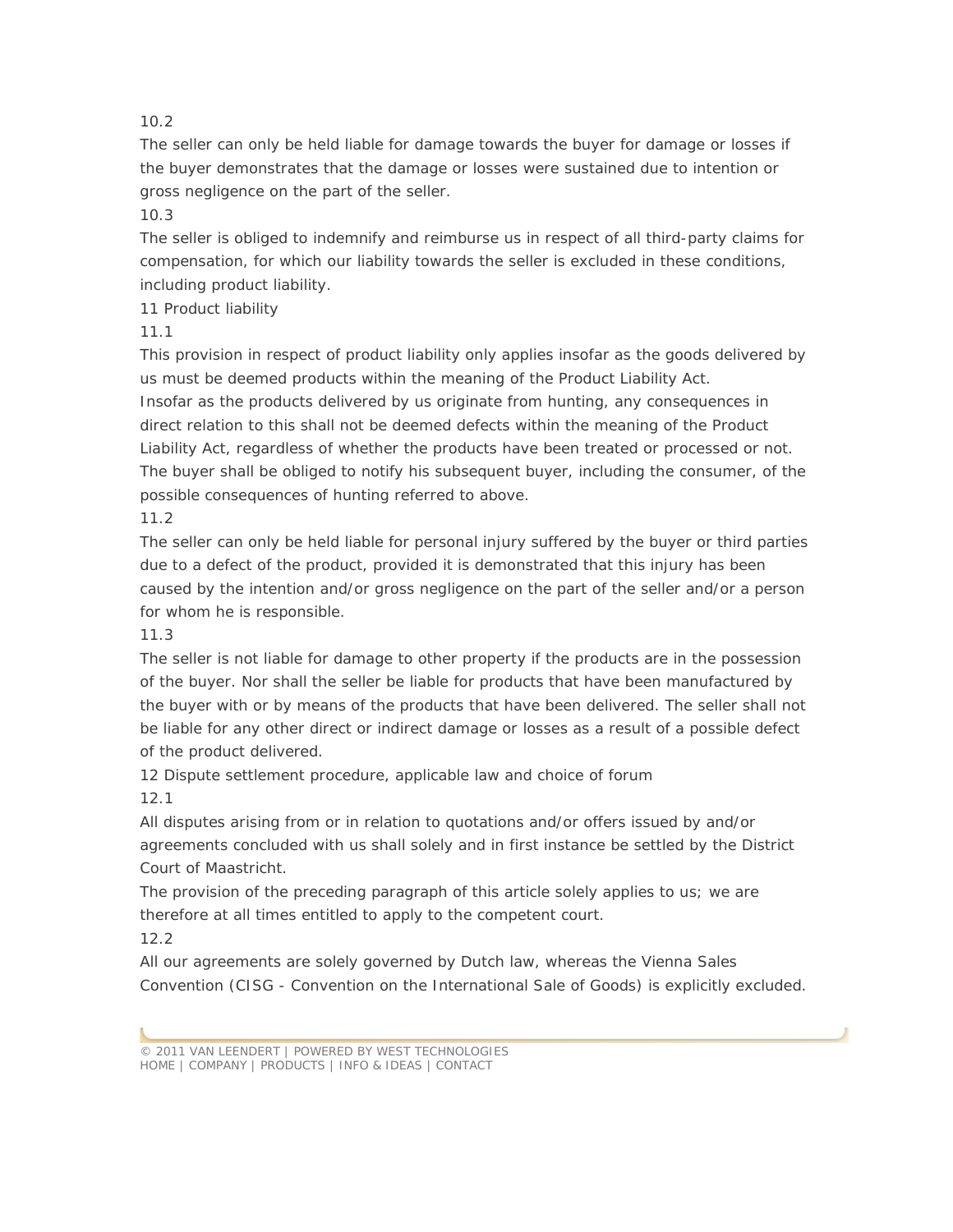10.2

The seller can only be held liable for damage towards the buyer for damage or losses if the buyer demonstrates that the damage or losses were sustained due to intention or gross negligence on the part of the seller.

10.3

The seller is obliged to indemnify and reimburse us in respect of all third-party claims for compensation, for which our liability towards the seller is excluded in these conditions, including product liability.

## 11 Product liability

11.1

This provision in respect of product liability only applies insofar as the goods delivered by us must be deemed products within the meaning of the Product Liability Act.

Insofar as the products delivered by us originate from hunting, any consequences in direct relation to this shall not be deemed defects within the meaning of the Product Liability Act, regardless of whether the products have been treated or processed or not. The buyer shall be obliged to notify his subsequent buyer, including the consumer, of the possible consequences of hunting referred to above.

11.2

The seller can only be held liable for personal injury suffered by the buyer or third parties due to a defect of the product, provided it is demonstrated that this injury has been caused by the intention and/or gross negligence on the part of the seller and/or a person for whom he is responsible.

11.3

The seller is not liable for damage to other property if the products are in the possession of the buyer. Nor shall the seller be liable for products that have been manufactured by the buyer with or by means of the products that have been delivered. The seller shall not be liable for any other direct or indirect damage or losses as a result of a possible defect of the product delivered.

## 12 Dispute settlement procedure, applicable law and choice of forum

12.1

All disputes arising from or in relation to quotations and/or offers issued by and/or agreements concluded with us shall solely and in first instance be settled by the District Court of Maastricht.

The provision of the preceding paragraph of this article solely applies to us; we are therefore at all times entitled to apply to the competent court.

12.2

All our agreements are solely governed by Dutch law, whereas the Vienna Sales Convention (CISG - Convention on the International Sale of Goods) is explicitly excluded.